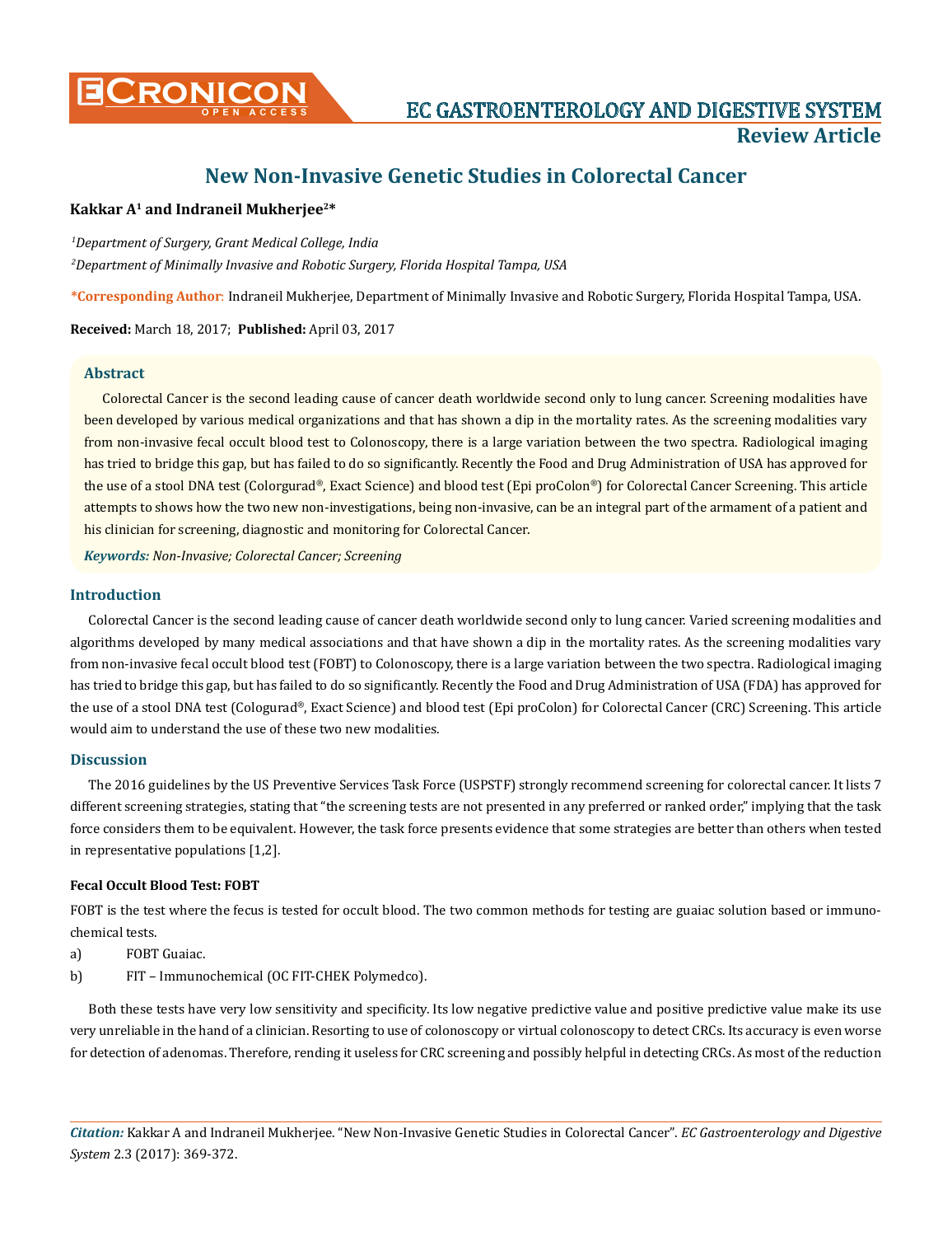# New Non-Invasive Genetic Studies in Colorectal Cancer

**Kakkar A[1] and Indraneil Mukherjee[2]***

*[1]Department of Surgery, Grant Medical College, India*

*[2]Department of Minimally Invasive and Robotic Surgery, Florida Hospital Tampa, USA*

***Corresponding Author**: Indraneil Mukherjee, Department of Minimally Invasive and Robotic Surgery, Florida Hospital Tampa, USA.

**Received:** March 18, 2017; **Published:** April 03, 2017

## Abstract

Colorectal Cancer is the second leading cause of cancer death worldwide second only to lung cancer. Screening modalities have been developed by various medical organizations and that has shown a dip in the mortality rates. As the screening modalities vary from non-invasive fecal occult blood test to Colonoscopy, there is a large variation between the two spectra. Radiological imaging has tried to bridge this gap, but has failed to do so significantly. Recently the Food and Drug Administration of USA has approved for the use of a stool DNA test (Colorgurad®, Exact Science) and blood test (Epi proColon®) for Colorectal Cancer Screening. This article attempts to shows how the two new non-investigations, being non-invasive, can be an integral part of the armament of a patient and his clinician for screening, diagnostic and monitoring for Colorectal Cancer.

***Keywords:*** *Non-Invasive; Colorectal Cancer; Screening*

## Introduction

Colorectal Cancer is the second leading cause of cancer death worldwide second only to lung cancer. Varied screening modalities and algorithms developed by many medical associations and that have shown a dip in the mortality rates. As the screening modalities vary from non-invasive fecal occult blood test (FOBT) to Colonoscopy, there is a large variation between the two spectra. Radiological imaging has tried to bridge this gap, but has failed to do so significantly. Recently the Food and Drug Administration of USA (FDA) has approved for the use of a stool DNA test (Cologurad®, Exact Science) and blood test (Epi proColon) for Colorectal Cancer (CRC) Screening. This article would aim to understand the use of these two new modalities.

## Discussion

The 2016 guidelines by the US Preventive Services Task Force (USPSTF) strongly recommend screening for colorectal cancer. It lists 7 different screening strategies, stating that "the screening tests are not presented in any preferred or ranked order," implying that the task force considers them to be equivalent. However, the task force presents evidence that some strategies are better than others when tested in representative populations [1,2].

### Fecal Occult Blood Test: FOBT

FOBT is the test where the fecus is tested for occult blood. The two common methods for testing are guaiac solution based or immunochemical tests.

a) FOBT Guaiac.

b) FIT – Immunochemical (OC FIT-CHEK Polymedco).

Both these tests have very low sensitivity and specificity. Its low negative predictive value and positive predictive value make its use very unreliable in the hand of a clinician. Resorting to use of colonoscopy or virtual colonoscopy to detect CRCs. Its accuracy is even worse for detection of adenomas. Therefore, rending it useless for CRC screening and possibly helpful in detecting CRCs. As most of the reduction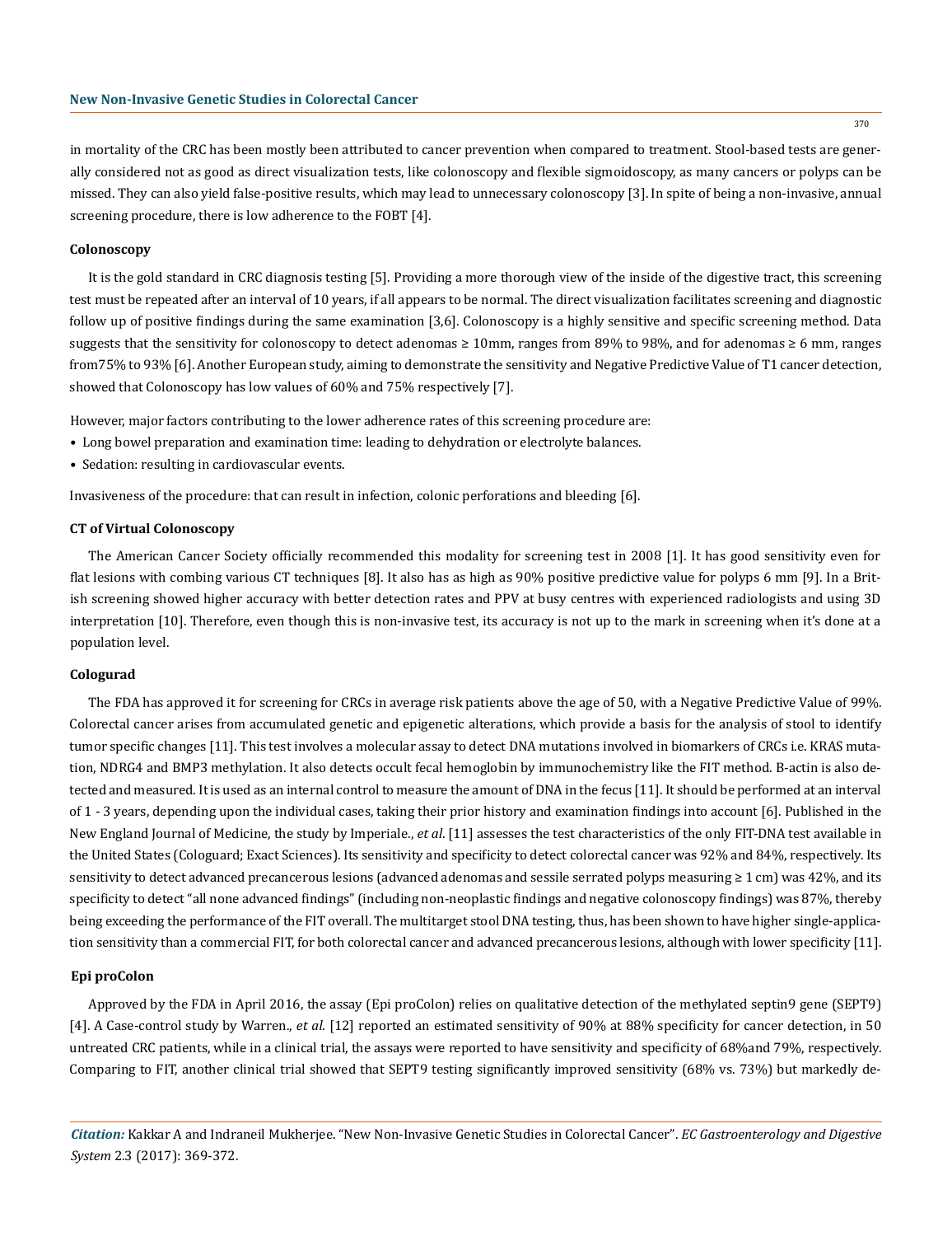in mortality of the CRC has been mostly been attributed to cancer prevention when compared to treatment. Stool-based tests are generally considered not as good as direct visualization tests, like colonoscopy and flexible sigmoidoscopy, as many cancers or polyps can be missed. They can also yield false-positive results, which may lead to unnecessary colonoscopy [3]. In spite of being a non-invasive, annual screening procedure, there is low adherence to the FOBT [4].

#### Colonoscopy

It is the gold standard in CRC diagnosis testing [5]. Providing a more thorough view of the inside of the digestive tract, this screening test must be repeated after an interval of 10 years, if all appears to be normal. The direct visualization facilitates screening and diagnostic follow up of positive findings during the same examination [3,6]. Colonoscopy is a highly sensitive and specific screening method. Data suggests that the sensitivity for colonoscopy to detect adenomas ≥ 10mm, ranges from 89% to 98%, and for adenomas ≥ 6 mm, ranges from75% to 93% [6]. Another European study, aiming to demonstrate the sensitivity and Negative Predictive Value of T1 cancer detection, showed that Colonoscopy has low values of 60% and 75% respectively [7].

However, major factors contributing to the lower adherence rates of this screening procedure are:

- Long bowel preparation and examination time: leading to dehydration or electrolyte balances.
- Sedation: resulting in cardiovascular events.

Invasiveness of the procedure: that can result in infection, colonic perforations and bleeding [6].

#### CT of Virtual Colonoscopy

The American Cancer Society officially recommended this modality for screening test in 2008 [1]. It has good sensitivity even for flat lesions with combing various CT techniques [8]. It also has as high as 90% positive predictive value for polyps 6 mm [9]. In a British screening showed higher accuracy with better detection rates and PPV at busy centres with experienced radiologists and using 3D interpretation [10]. Therefore, even though this is non-invasive test, its accuracy is not up to the mark in screening when it's done at a population level.

#### Cologurad

The FDA has approved it for screening for CRCs in average risk patients above the age of 50, with a Negative Predictive Value of 99%. Colorectal cancer arises from accumulated genetic and epigenetic alterations, which provide a basis for the analysis of stool to identify tumor specific changes [11]. This test involves a molecular assay to detect DNA mutations involved in biomarkers of CRCs i.e. KRAS mutation, NDRG4 and BMP3 methylation. It also detects occult fecal hemoglobin by immunochemistry like the FIT method. B-actin is also detected and measured. It is used as an internal control to measure the amount of DNA in the fecus [11]. It should be performed at an interval of 1 - 3 years, depending upon the individual cases, taking their prior history and examination findings into account [6]. Published in the New England Journal of Medicine, the study by Imperiale., *et al*. [11] assesses the test characteristics of the only FIT-DNA test available in the United States (Cologuard; Exact Sciences). Its sensitivity and specificity to detect colorectal cancer was 92% and 84%, respectively. Its sensitivity to detect advanced precancerous lesions (advanced adenomas and sessile serrated polyps measuring ≥ 1 cm) was 42%, and its specificity to detect "all none advanced findings" (including non-neoplastic findings and negative colonoscopy findings) was 87%, thereby being exceeding the performance of the FIT overall. The multitarget stool DNA testing, thus, has been shown to have higher single-application sensitivity than a commercial FIT, for both colorectal cancer and advanced precancerous lesions, although with lower specificity [11].

#### Epi proColon

Approved by the FDA in April 2016, the assay (Epi proColon) relies on qualitative detection of the methylated septin9 gene (SEPT9) [4]. A Case-control study by Warren., *et al*. [12] reported an estimated sensitivity of 90% at 88% specificity for cancer detection, in 50 untreated CRC patients, while in a clinical trial, the assays were reported to have sensitivity and specificity of 68%and 79%, respectively. Comparing to FIT, another clinical trial showed that SEPT9 testing significantly improved sensitivity (68% vs. 73%) but markedly de-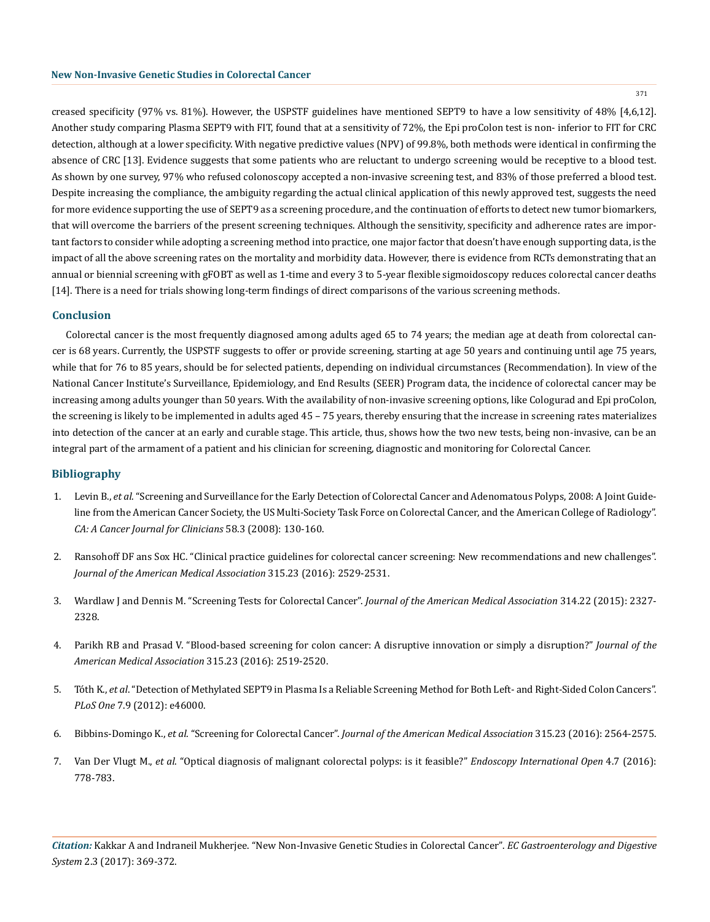creased specificity (97% vs. 81%). However, the USPSTF guidelines have mentioned SEPT9 to have a low sensitivity of 48% [4,6,12]. Another study comparing Plasma SEPT9 with FIT, found that at a sensitivity of 72%, the Epi proColon test is non- inferior to FIT for CRC detection, although at a lower specificity. With negative predictive values (NPV) of 99.8%, both methods were identical in confirming the absence of CRC [13]. Evidence suggests that some patients who are reluctant to undergo screening would be receptive to a blood test. As shown by one survey, 97% who refused colonoscopy accepted a non-invasive screening test, and 83% of those preferred a blood test. Despite increasing the compliance, the ambiguity regarding the actual clinical application of this newly approved test, suggests the need for more evidence supporting the use of SEPT9 as a screening procedure, and the continuation of efforts to detect new tumor biomarkers, that will overcome the barriers of the present screening techniques. Although the sensitivity, specificity and adherence rates are important factors to consider while adopting a screening method into practice, one major factor that doesn't have enough supporting data, is the impact of all the above screening rates on the mortality and morbidity data. However, there is evidence from RCTs demonstrating that an annual or biennial screening with gFOBT as well as 1-time and every 3 to 5-year flexible sigmoidoscopy reduces colorectal cancer deaths [14]. There is a need for trials showing long-term findings of direct comparisons of the various screening methods.

## Conclusion

Colorectal cancer is the most frequently diagnosed among adults aged 65 to 74 years; the median age at death from colorectal cancer is 68 years. Currently, the USPSTF suggests to offer or provide screening, starting at age 50 years and continuing until age 75 years, while that for 76 to 85 years, should be for selected patients, depending on individual circumstances (Recommendation). In view of the National Cancer Institute's Surveillance, Epidemiology, and End Results (SEER) Program data, the incidence of colorectal cancer may be increasing among adults younger than 50 years. With the availability of non-invasive screening options, like Cologurad and Epi proColon, the screening is likely to be implemented in adults aged 45 – 75 years, thereby ensuring that the increase in screening rates materializes into detection of the cancer at an early and curable stage. This article, thus, shows how the two new tests, being non-invasive, can be an integral part of the armament of a patient and his clinician for screening, diagnostic and monitoring for Colorectal Cancer.

## Bibliography

1. Levin B., *et al*. "Screening and Surveillance for the Early Detection of Colorectal Cancer and Adenomatous Polyps, 2008: A Joint Guideline from the American Cancer Society, the US Multi-Society Task Force on Colorectal Cancer, and the American College of Radiology". *CA: A Cancer Journal for Clinicians* 58.3 (2008): 130-160.
2. Ransohoff DF ans Sox HC. "Clinical practice guidelines for colorectal cancer screening: New recommendations and new challenges". *Journal of the American Medical Association* 315.23 (2016): 2529-2531.
3. Wardlaw J and Dennis M. "Screening Tests for Colorectal Cancer". *Journal of the American Medical Association* 314.22 (2015): 2327-2328.
4. Parikh RB and Prasad V. "Blood-based screening for colon cancer: A disruptive innovation or simply a disruption?" *Journal of the American Medical Association* 315.23 (2016): 2519-2520.
5. Tóth K., *et al*. "Detection of Methylated SEPT9 in Plasma Is a Reliable Screening Method for Both Left- and Right-Sided Colon Cancers". *PLoS One* 7.9 (2012): e46000.
6. Bibbins-Domingo K., *et al*. "Screening for Colorectal Cancer". *Journal of the American Medical Association* 315.23 (2016): 2564-2575.
7. Van Der Vlugt M., *et al*. "Optical diagnosis of malignant colorectal polyps: is it feasible?" *Endoscopy International Open* 4.7 (2016): 778-783.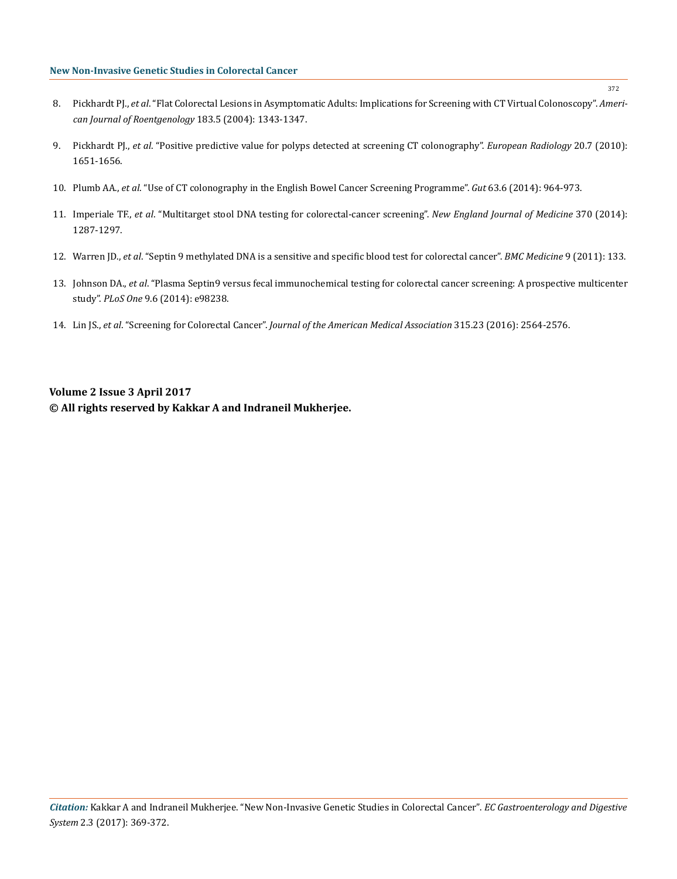8. Pickhardt PJ., *et al*. "Flat Colorectal Lesions in Asymptomatic Adults: Implications for Screening with CT Virtual Colonoscopy". *American Journal of Roentgenology* 183.5 (2004): 1343-1347.

9. Pickhardt PJ., *et al*. "Positive predictive value for polyps detected at screening CT colonography". *European Radiology* 20.7 (2010): 1651-1656.

10. Plumb AA., *et al*. "Use of CT colonography in the English Bowel Cancer Screening Programme". *Gut* 63.6 (2014): 964-973.

11. Imperiale TF., *et al*. "Multitarget stool DNA testing for colorectal-cancer screening". *New England Journal of Medicine* 370 (2014): 1287-1297.

12. Warren JD., *et al*. "Septin 9 methylated DNA is a sensitive and specific blood test for colorectal cancer". *BMC Medicine* 9 (2011): 133.

13. Johnson DA., *et al*. "Plasma Septin9 versus fecal immunochemical testing for colorectal cancer screening: A prospective multicenter study". *PLoS One* 9.6 (2014): e98238.

14. Lin JS., *et al*. "Screening for Colorectal Cancer". *Journal of the American Medical Association* 315.23 (2016): 2564-2576.

**Volume 2 Issue 3 April 2017**
**© All rights reserved by Kakkar A and Indraneil Mukherjee.**